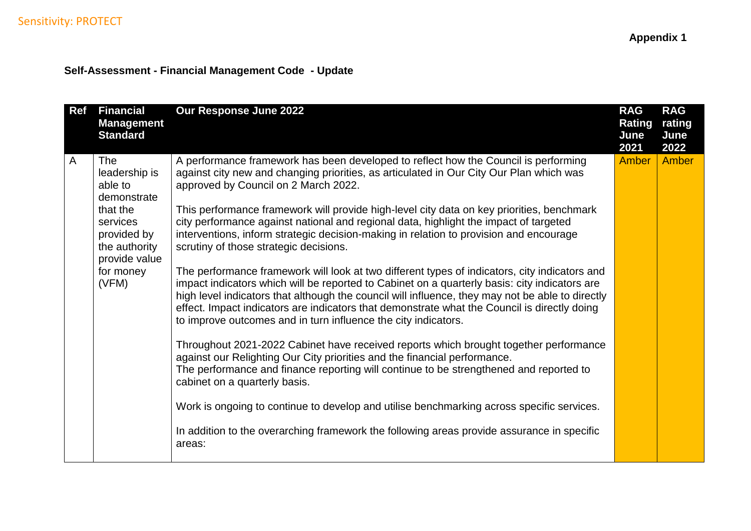Sensitivity: PROTECT

**Appendix 1**

**Self-Assessment - Financial Management Code - Update**

| Ref | Financial Management Standard | Our Response June 2022 | RAG Rating June 2021 | RAG rating June 2022 |
|---|---|---|---|---|
| A | The leadership is able to demonstrate that the services provided by the authority provide value for money (VFM) | A performance framework has been developed to reflect how the Council is performing against city new and changing priorities, as articulated in Our City Our Plan which was approved by Council on 2 March 2022.<br><br>This performance framework will provide high-level city data on key priorities, benchmark city performance against national and regional data, highlight the impact of targeted interventions, inform strategic decision-making in relation to provision and encourage scrutiny of those strategic decisions.<br><br>The performance framework will look at two different types of indicators, city indicators and impact indicators which will be reported to Cabinet on a quarterly basis: city indicators are high level indicators that although the council will influence, they may not be able to directly effect. Impact indicators are indicators that demonstrate what the Council is directly doing to improve outcomes and in turn influence the city indicators.<br><br>Throughout 2021-2022 Cabinet have received reports which brought together performance against our Relighting Our City priorities and the financial performance.<br>The performance and finance reporting will continue to be strengthened and reported to cabinet on a quarterly basis.<br><br>Work is ongoing to continue to develop and utilise benchmarking across specific services.<br><br>In addition to the overarching framework the following areas provide assurance in specific areas: | Amber | Amber |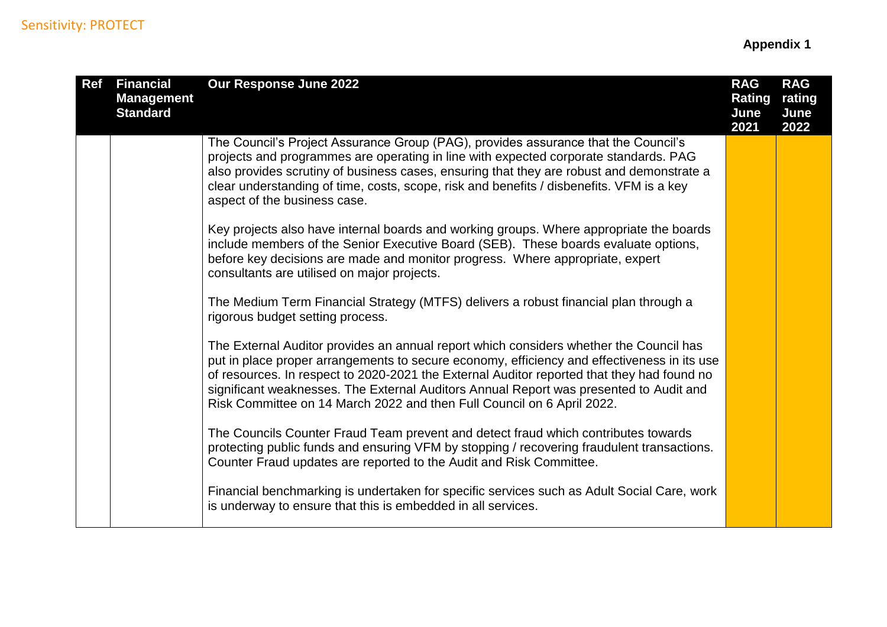**Appendix 1**

| Ref | Financial Management Standard | Our Response June 2022 | RAG Rating June 2021 | RAG rating June 2022 |
|---|---|---|---|---|
| | | The Council's Project Assurance Group (PAG), provides assurance that the Council's projects and programmes are operating in line with expected corporate standards. PAG also provides scrutiny of business cases, ensuring that they are robust and demonstrate a clear understanding of time, costs, scope, risk and benefits / disbenefits. VFM is a key aspect of the business case.<br><br>Key projects also have internal boards and working groups. Where appropriate the boards include members of the Senior Executive Board (SEB). These boards evaluate options, before key decisions are made and monitor progress. Where appropriate, expert consultants are utilised on major projects.<br><br>The Medium Term Financial Strategy (MTFS) delivers a robust financial plan through a rigorous budget setting process.<br><br>The External Auditor provides an annual report which considers whether the Council has put in place proper arrangements to secure economy, efficiency and effectiveness in its use of resources. In respect to 2020-2021 the External Auditor reported that they had found no significant weaknesses. The External Auditors Annual Report was presented to Audit and Risk Committee on 14 March 2022 and then Full Council on 6 April 2022.<br><br>The Councils Counter Fraud Team prevent and detect fraud which contributes towards protecting public funds and ensuring VFM by stopping / recovering fraudulent transactions. Counter Fraud updates are reported to the Audit and Risk Committee.<br><br>Financial benchmarking is undertaken for specific services such as Adult Social Care, work is underway to ensure that this is embedded in all services. | | |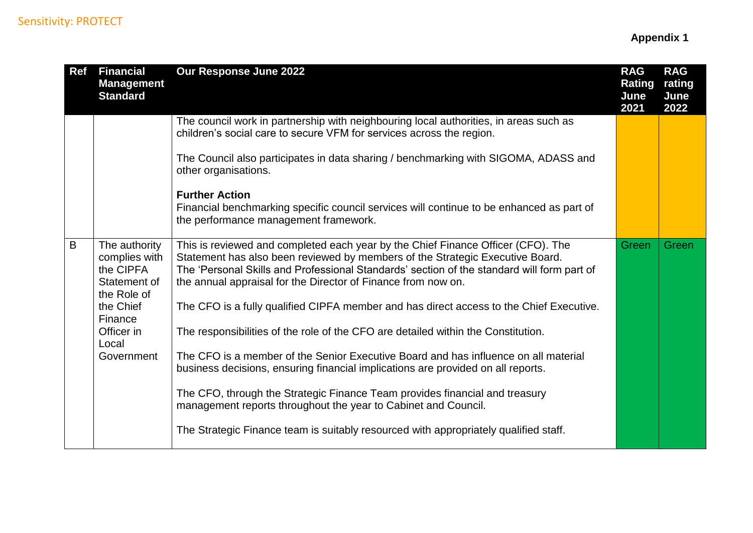**Appendix 1**

| Ref | Financial Management Standard | Our Response June 2022 | RAG Rating June 2021 | RAG rating June 2022 |
|---|---|---|---|---|
| | | The council work in partnership with neighbouring local authorities, in areas such as children's social care to secure VFM for services across the region.<br><br>The Council also participates in data sharing / benchmarking with SIGOMA, ADASS and other organisations.<br><br>**Further Action**<br>Financial benchmarking specific council services will continue to be enhanced as part of the performance management framework. | | |
| B | The authority complies with the CIPFA Statement of the Role of the Chief Finance Officer in Local Government | This is reviewed and completed each year by the Chief Finance Officer (CFO). The Statement has also been reviewed by members of the Strategic Executive Board. The 'Personal Skills and Professional Standards' section of the standard will form part of the annual appraisal for the Director of Finance from now on.<br><br>The CFO is a fully qualified CIPFA member and has direct access to the Chief Executive.<br><br>The responsibilities of the role of the CFO are detailed within the Constitution.<br><br>The CFO is a member of the Senior Executive Board and has influence on all material business decisions, ensuring financial implications are provided on all reports.<br><br>The CFO, through the Strategic Finance Team provides financial and treasury management reports throughout the year to Cabinet and Council.<br><br>The Strategic Finance team is suitably resourced with appropriately qualified staff. | Green | Green |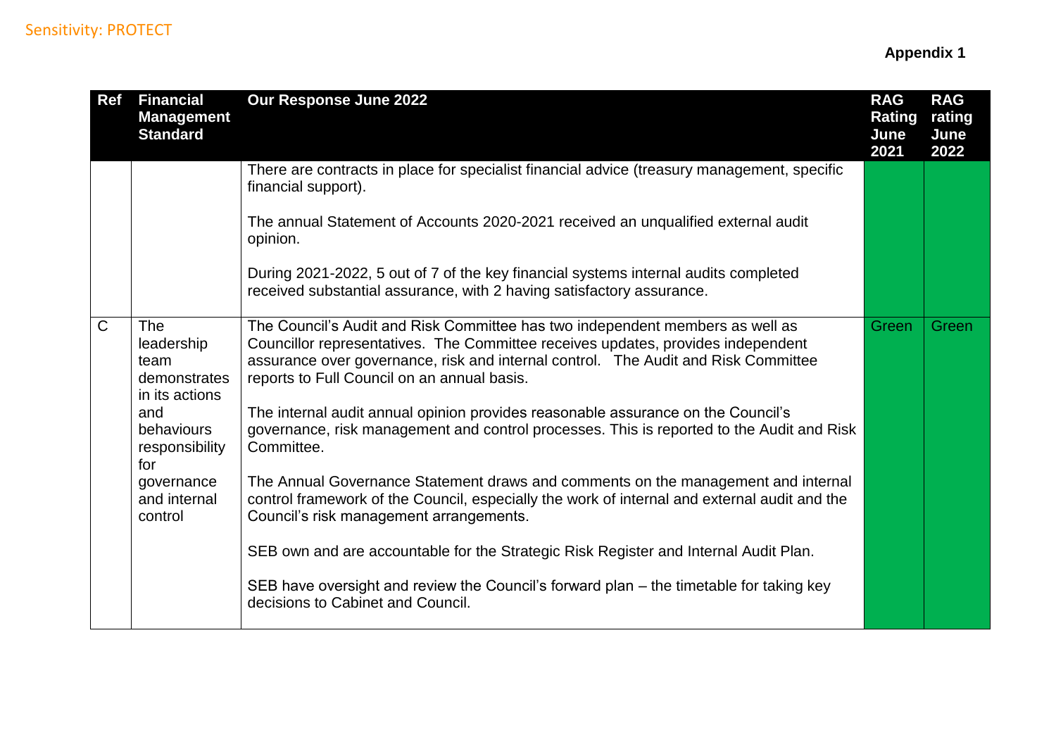**Appendix 1**

| Ref | Financial Management Standard | Our Response June 2022 | RAG Rating June 2021 | RAG rating June 2022 |
|---|---|---|---|---|
| | | There are contracts in place for specialist financial advice (treasury management, specific financial support).<br><br>The annual Statement of Accounts 2020-2021 received an unqualified external audit opinion.<br><br>During 2021-2022, 5 out of 7 of the key financial systems internal audits completed received substantial assurance, with 2 having satisfactory assurance. | | |
| C | The leadership team demonstrates in its actions and behaviours responsibility for governance and internal control | The Council's Audit and Risk Committee has two independent members as well as Councillor representatives. The Committee receives updates, provides independent assurance over governance, risk and internal control. The Audit and Risk Committee reports to Full Council on an annual basis.<br><br>The internal audit annual opinion provides reasonable assurance on the Council's governance, risk management and control processes. This is reported to the Audit and Risk Committee.<br><br>The Annual Governance Statement draws and comments on the management and internal control framework of the Council, especially the work of internal and external audit and the Council's risk management arrangements.<br><br>SEB own and are accountable for the Strategic Risk Register and Internal Audit Plan.<br><br>SEB have oversight and review the Council's forward plan – the timetable for taking key decisions to Cabinet and Council. | Green | Green |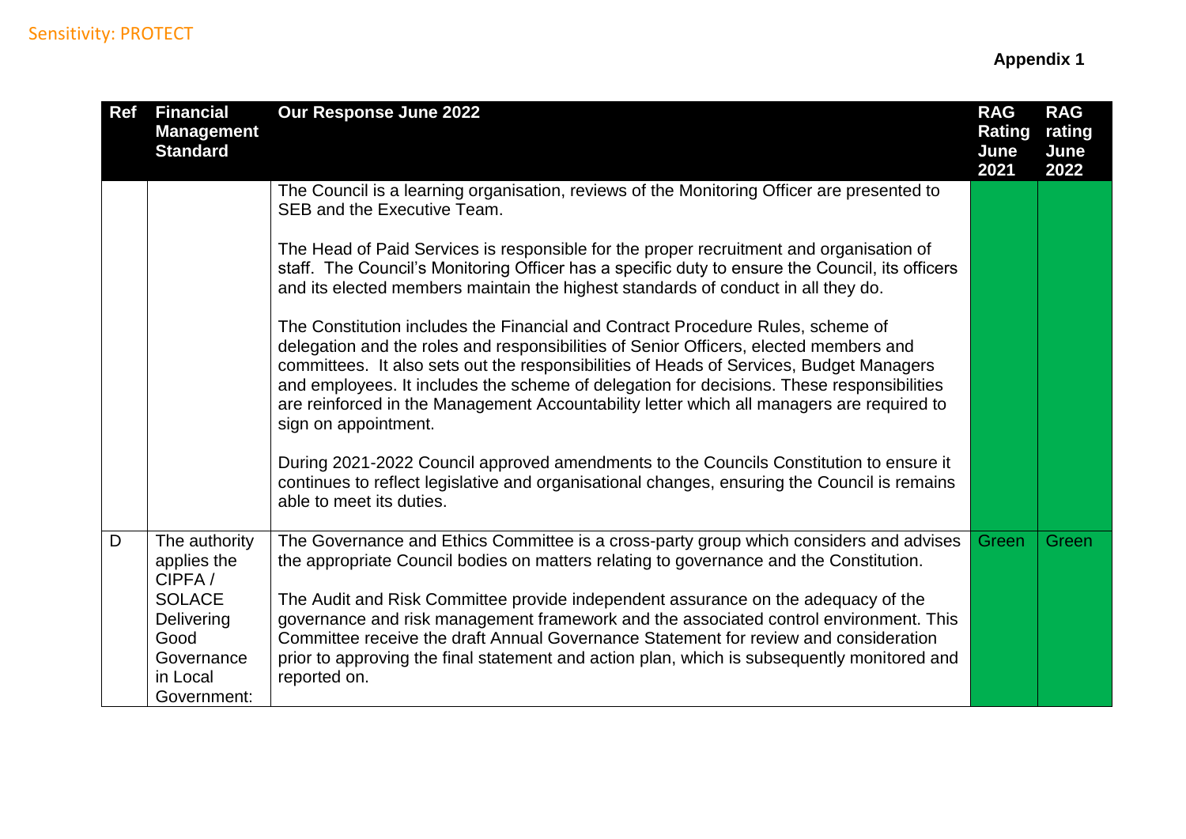Sensitivity: PROTECT

**Appendix 1**

| Ref | Financial Management Standard | Our Response June 2022 | RAG Rating June 2021 | RAG rating June 2022 |
|---|---|---|---|---|
| | | The Council is a learning organisation, reviews of the Monitoring Officer are presented to SEB and the Executive Team.<br><br>The Head of Paid Services is responsible for the proper recruitment and organisation of staff. The Council's Monitoring Officer has a specific duty to ensure the Council, its officers and its elected members maintain the highest standards of conduct in all they do.<br><br>The Constitution includes the Financial and Contract Procedure Rules, scheme of delegation and the roles and responsibilities of Senior Officers, elected members and committees. It also sets out the responsibilities of Heads of Services, Budget Managers and employees. It includes the scheme of delegation for decisions. These responsibilities are reinforced in the Management Accountability letter which all managers are required to sign on appointment.<br><br>During 2021-2022 Council approved amendments to the Councils Constitution to ensure it continues to reflect legislative and organisational changes, ensuring the Council is remains able to meet its duties. | | |
| D | The authority applies the CIPFA / SOLACE Delivering Good Governance in Local Government: | The Governance and Ethics Committee is a cross-party group which considers and advises the appropriate Council bodies on matters relating to governance and the Constitution.<br><br>The Audit and Risk Committee provide independent assurance on the adequacy of the governance and risk management framework and the associated control environment. This Committee receive the draft Annual Governance Statement for review and consideration prior to approving the final statement and action plan, which is subsequently monitored and reported on. | Green | Green |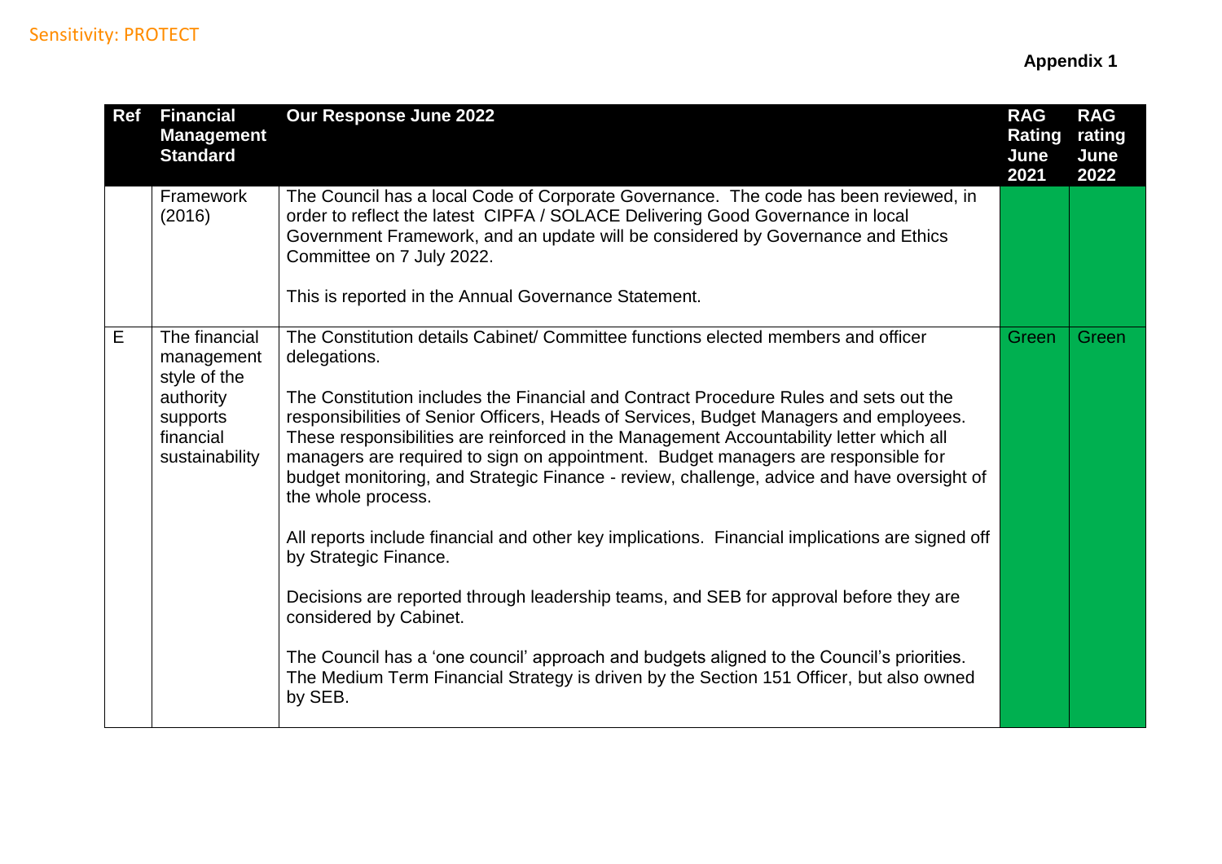**Appendix 1**

| Ref | Financial Management Standard | Our Response June 2022 | RAG Rating June 2021 | RAG rating June 2022 |
|---|---|---|---|---|
| | Framework (2016) | The Council has a local Code of Corporate Governance. The code has been reviewed, in order to reflect the latest CIPFA / SOLACE Delivering Good Governance in local Government Framework, and an update will be considered by Governance and Ethics Committee on 7 July 2022.<br><br>This is reported in the Annual Governance Statement. | | |
| E | The financial management style of the authority supports financial sustainability | The Constitution details Cabinet/ Committee functions elected members and officer delegations.<br><br>The Constitution includes the Financial and Contract Procedure Rules and sets out the responsibilities of Senior Officers, Heads of Services, Budget Managers and employees. These responsibilities are reinforced in the Management Accountability letter which all managers are required to sign on appointment. Budget managers are responsible for budget monitoring, and Strategic Finance - review, challenge, advice and have oversight of the whole process.<br><br>All reports include financial and other key implications. Financial implications are signed off by Strategic Finance.<br><br>Decisions are reported through leadership teams, and SEB for approval before they are considered by Cabinet.<br><br>The Council has a 'one council' approach and budgets aligned to the Council's priorities. The Medium Term Financial Strategy is driven by the Section 151 Officer, but also owned by SEB. | Green | Green |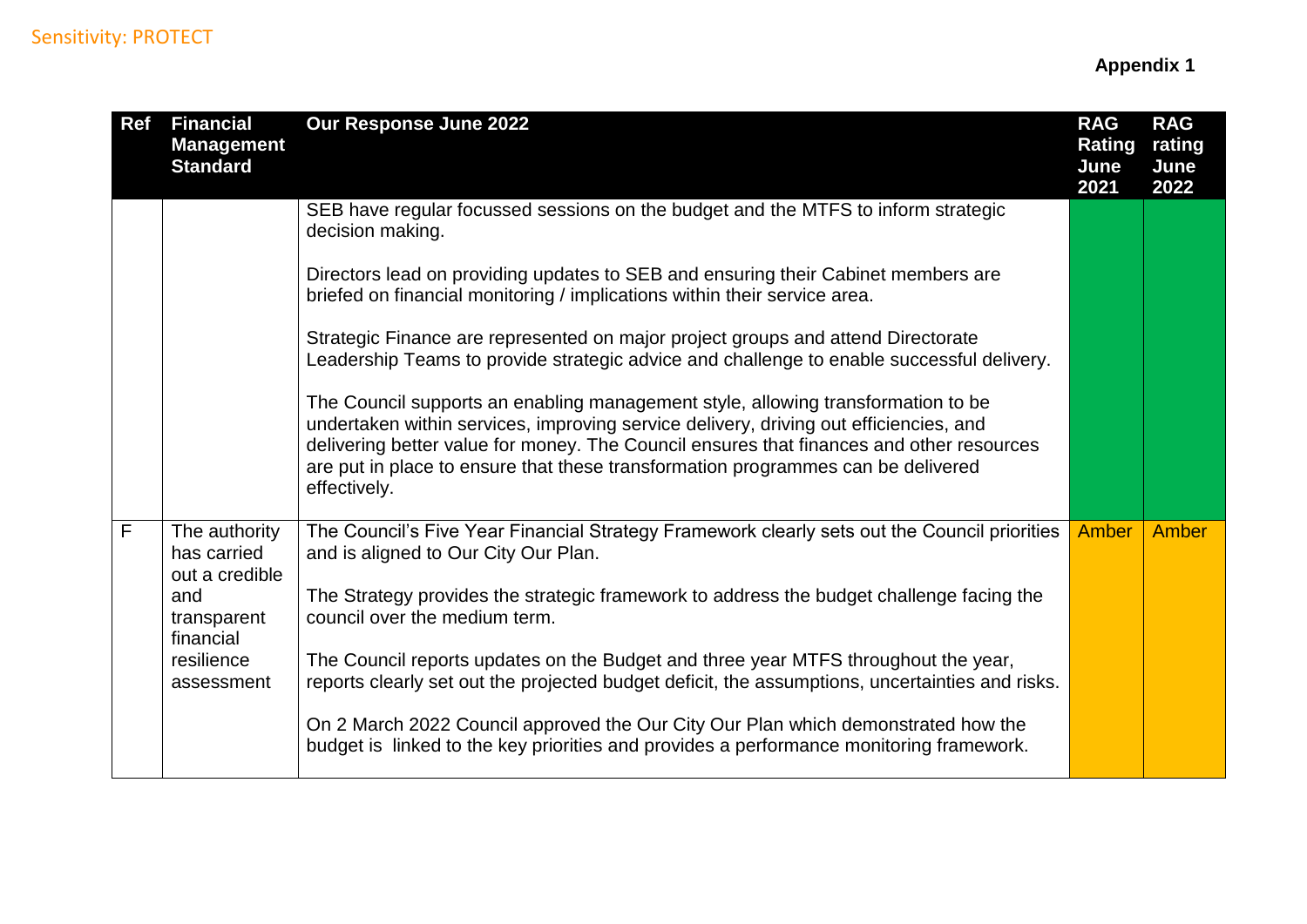Sensitivity: PROTECT

**Appendix 1**

| Ref | Financial Management Standard | Our Response June 2022 | RAG Rating June 2021 | RAG rating June 2022 |
|---|---|---|---|---|
| | | SEB have regular focussed sessions on the budget and the MTFS to inform strategic decision making.<br><br>Directors lead on providing updates to SEB and ensuring their Cabinet members are briefed on financial monitoring / implications within their service area.<br><br>Strategic Finance are represented on major project groups and attend Directorate Leadership Teams to provide strategic advice and challenge to enable successful delivery.<br><br>The Council supports an enabling management style, allowing transformation to be undertaken within services, improving service delivery, driving out efficiencies, and delivering better value for money. The Council ensures that finances and other resources are put in place to ensure that these transformation programmes can be delivered effectively. | | |
| F | The authority has carried out a credible and transparent financial resilience assessment | The Council's Five Year Financial Strategy Framework clearly sets out the Council priorities and is aligned to Our City Our Plan.<br><br>The Strategy provides the strategic framework to address the budget challenge facing the council over the medium term.<br><br>The Council reports updates on the Budget and three year MTFS throughout the year, reports clearly set out the projected budget deficit, the assumptions, uncertainties and risks.<br><br>On 2 March 2022 Council approved the Our City Our Plan which demonstrated how the budget is linked to the key priorities and provides a performance monitoring framework. | Amber | Amber |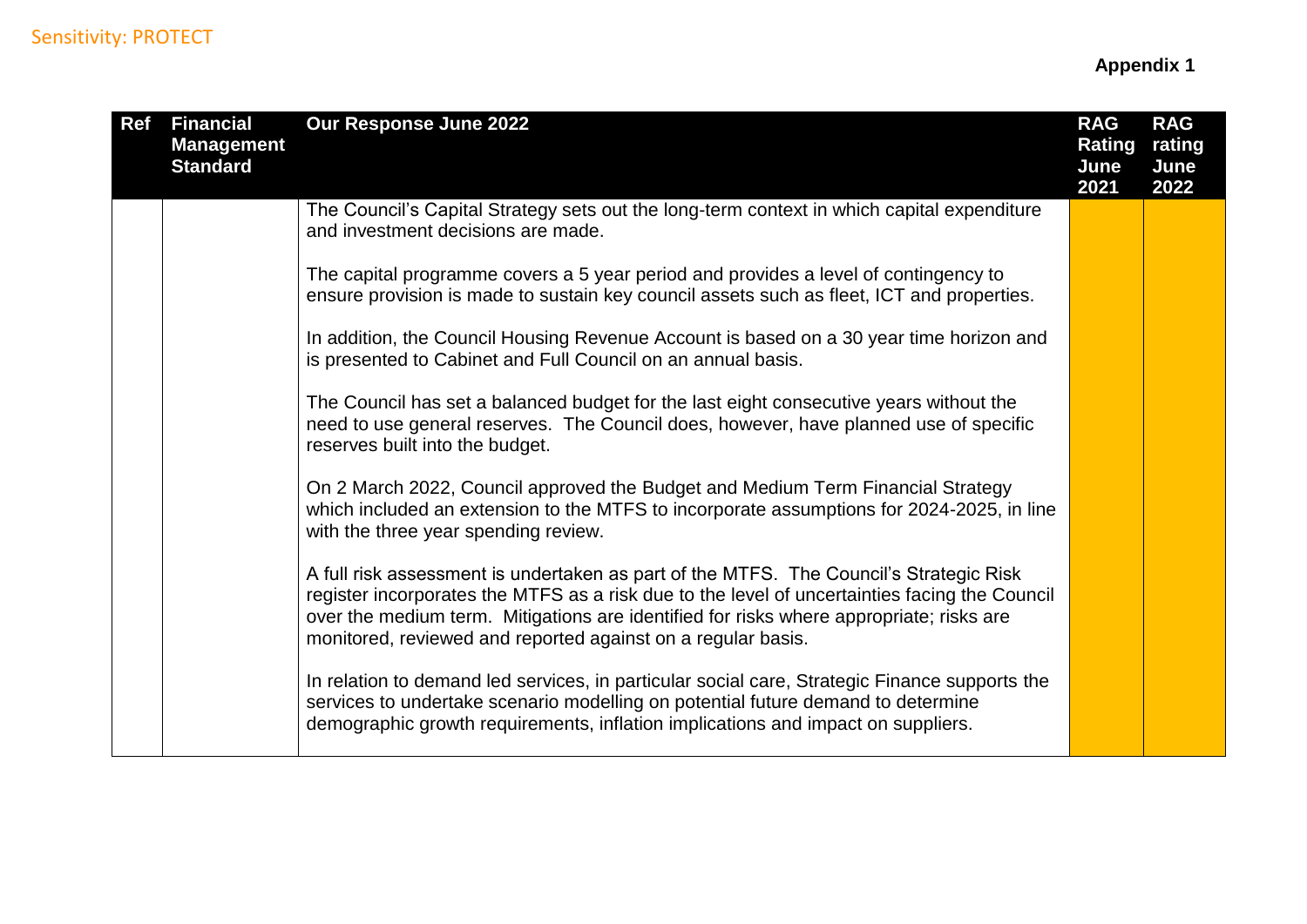**Appendix 1**

| Ref | Financial Management Standard | Our Response June 2022 | RAG Rating June 2021 | RAG rating June 2022 |
|---|---|---|---|---|
| | | The Council's Capital Strategy sets out the long-term context in which capital expenditure and investment decisions are made.<br><br>The capital programme covers a 5 year period and provides a level of contingency to ensure provision is made to sustain key council assets such as fleet, ICT and properties.<br><br>In addition, the Council Housing Revenue Account is based on a 30 year time horizon and is presented to Cabinet and Full Council on an annual basis.<br><br>The Council has set a balanced budget for the last eight consecutive years without the need to use general reserves. The Council does, however, have planned use of specific reserves built into the budget.<br><br>On 2 March 2022, Council approved the Budget and Medium Term Financial Strategy which included an extension to the MTFS to incorporate assumptions for 2024-2025, in line with the three year spending review.<br><br>A full risk assessment is undertaken as part of the MTFS. The Council's Strategic Risk register incorporates the MTFS as a risk due to the level of uncertainties facing the Council over the medium term. Mitigations are identified for risks where appropriate; risks are monitored, reviewed and reported against on a regular basis.<br><br>In relation to demand led services, in particular social care, Strategic Finance supports the services to undertake scenario modelling on potential future demand to determine demographic growth requirements, inflation implications and impact on suppliers. | | |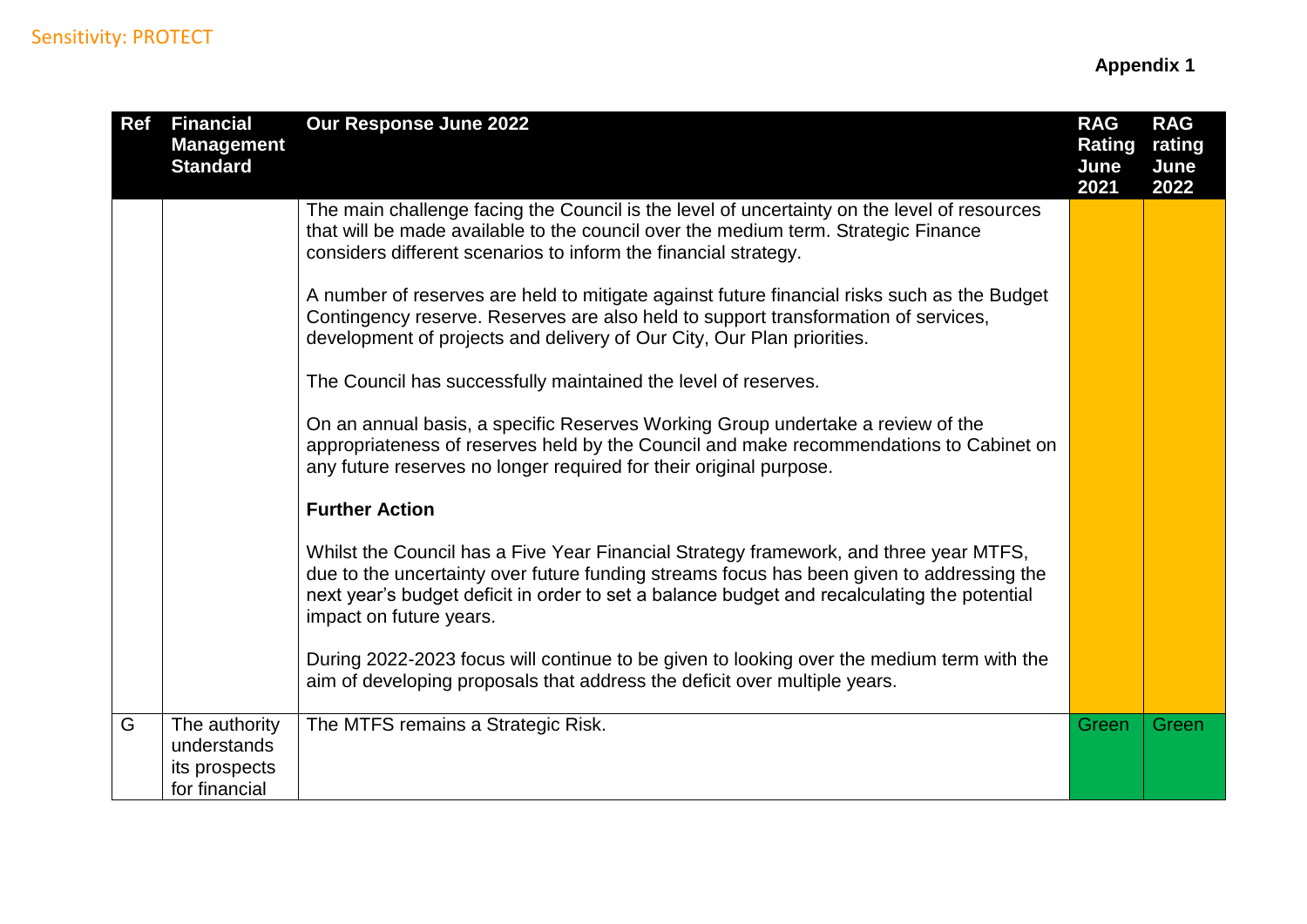**Appendix 1**

| Ref | Financial Management Standard | Our Response June 2022 | RAG Rating June 2021 | RAG rating June 2022 |
|---|---|---|---|---|
| | | The main challenge facing the Council is the level of uncertainty on the level of resources that will be made available to the council over the medium term. Strategic Finance considers different scenarios to inform the financial strategy.<br><br>A number of reserves are held to mitigate against future financial risks such as the Budget Contingency reserve. Reserves are also held to support transformation of services, development of projects and delivery of Our City, Our Plan priorities.<br><br>The Council has successfully maintained the level of reserves.<br><br>On an annual basis, a specific Reserves Working Group undertake a review of the appropriateness of reserves held by the Council and make recommendations to Cabinet on any future reserves no longer required for their original purpose.<br><br>**Further Action**<br><br>Whilst the Council has a Five Year Financial Strategy framework, and three year MTFS, due to the uncertainty over future funding streams focus has been given to addressing the next year's budget deficit in order to set a balance budget and recalculating the potential impact on future years.<br><br>During 2022-2023 focus will continue to be given to looking over the medium term with the aim of developing proposals that address the deficit over multiple years. | | |
| G | The authority understands its prospects for financial | The MTFS remains a Strategic Risk. | Green | Green |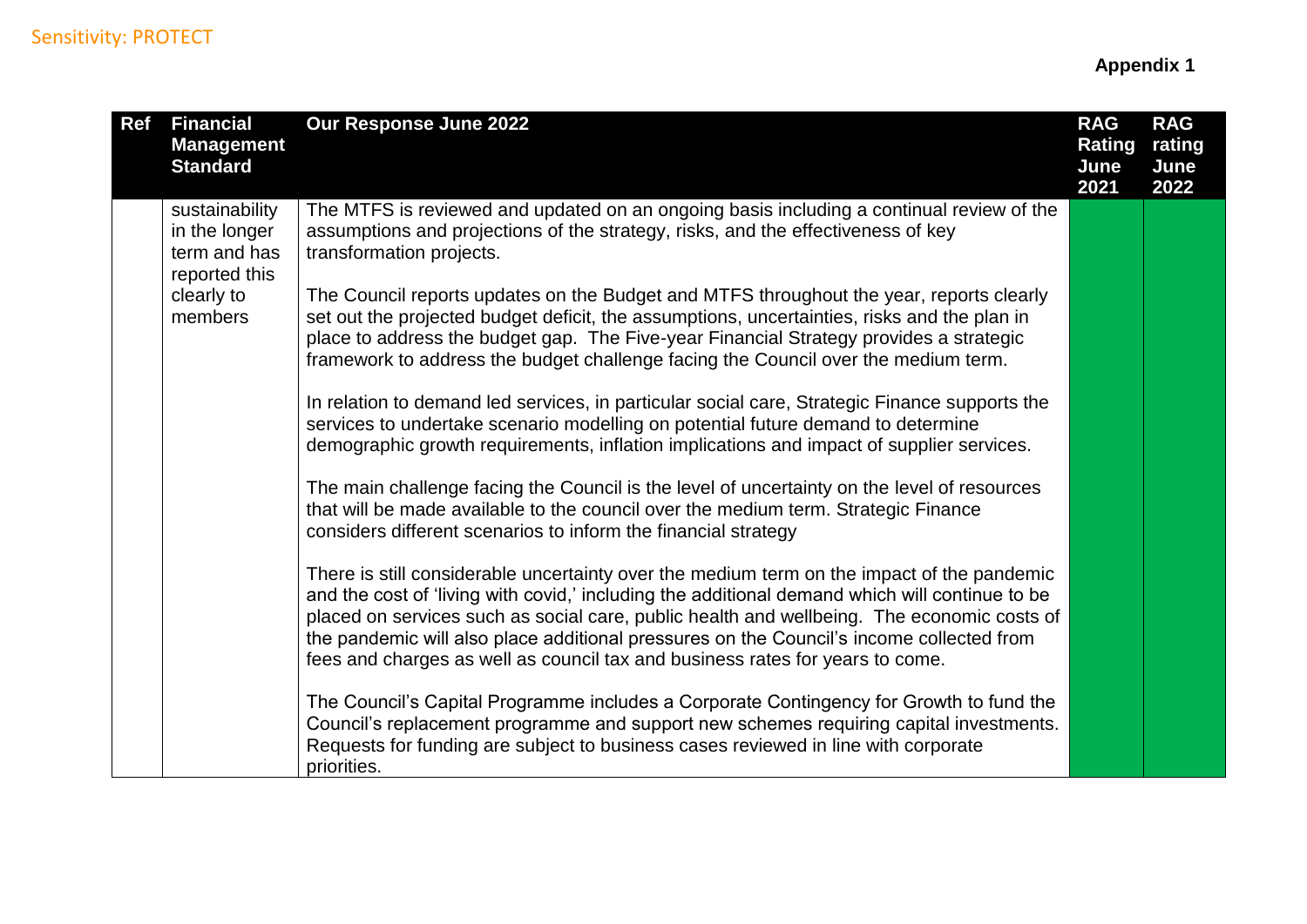**Appendix 1**

| Ref | Financial Management Standard | Our Response June 2022 | RAG Rating June 2021 | RAG rating June 2022 |
|---|---|---|---|---|
| | sustainability in the longer term and has reported this clearly to members | The MTFS is reviewed and updated on an ongoing basis including a continual review of the assumptions and projections of the strategy, risks, and the effectiveness of key transformation projects.<br><br>The Council reports updates on the Budget and MTFS throughout the year, reports clearly set out the projected budget deficit, the assumptions, uncertainties, risks and the plan in place to address the budget gap. The Five-year Financial Strategy provides a strategic framework to address the budget challenge facing the Council over the medium term.<br><br>In relation to demand led services, in particular social care, Strategic Finance supports the services to undertake scenario modelling on potential future demand to determine demographic growth requirements, inflation implications and impact of supplier services.<br><br>The main challenge facing the Council is the level of uncertainty on the level of resources that will be made available to the council over the medium term. Strategic Finance considers different scenarios to inform the financial strategy<br><br>There is still considerable uncertainty over the medium term on the impact of the pandemic and the cost of 'living with covid,' including the additional demand which will continue to be placed on services such as social care, public health and wellbeing. The economic costs of the pandemic will also place additional pressures on the Council's income collected from fees and charges as well as council tax and business rates for years to come.<br><br>The Council's Capital Programme includes a Corporate Contingency for Growth to fund the Council's replacement programme and support new schemes requiring capital investments. Requests for funding are subject to business cases reviewed in line with corporate priorities. | Green | Green |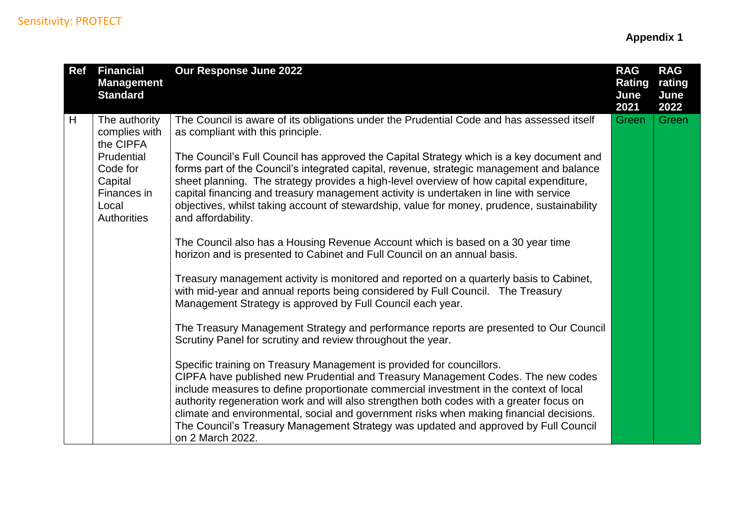**Appendix 1**

| Ref | Financial Management Standard | Our Response June 2022 | RAG Rating June 2021 | RAG rating June 2022 |
|---|---|---|---|---|
| H | The authority complies with the CIPFA Prudential Code for Capital Finances in Local Authorities | The Council is aware of its obligations under the Prudential Code and has assessed itself as compliant with this principle.<br><br>The Council's Full Council has approved the Capital Strategy which is a key document and forms part of the Council's integrated capital, revenue, strategic management and balance sheet planning. The strategy provides a high-level overview of how capital expenditure, capital financing and treasury management activity is undertaken in line with service objectives, whilst taking account of stewardship, value for money, prudence, sustainability and affordability.<br><br>The Council also has a Housing Revenue Account which is based on a 30 year time horizon and is presented to Cabinet and Full Council on an annual basis.<br><br>Treasury management activity is monitored and reported on a quarterly basis to Cabinet, with mid-year and annual reports being considered by Full Council. The Treasury Management Strategy is approved by Full Council each year.<br><br>The Treasury Management Strategy and performance reports are presented to Our Council Scrutiny Panel for scrutiny and review throughout the year.<br><br>Specific training on Treasury Management is provided for councillors.<br>CIPFA have published new Prudential and Treasury Management Codes. The new codes include measures to define proportionate commercial investment in the context of local authority regeneration work and will also strengthen both codes with a greater focus on climate and environmental, social and government risks when making financial decisions. The Council's Treasury Management Strategy was updated and approved by Full Council on 2 March 2022. | Green | Green |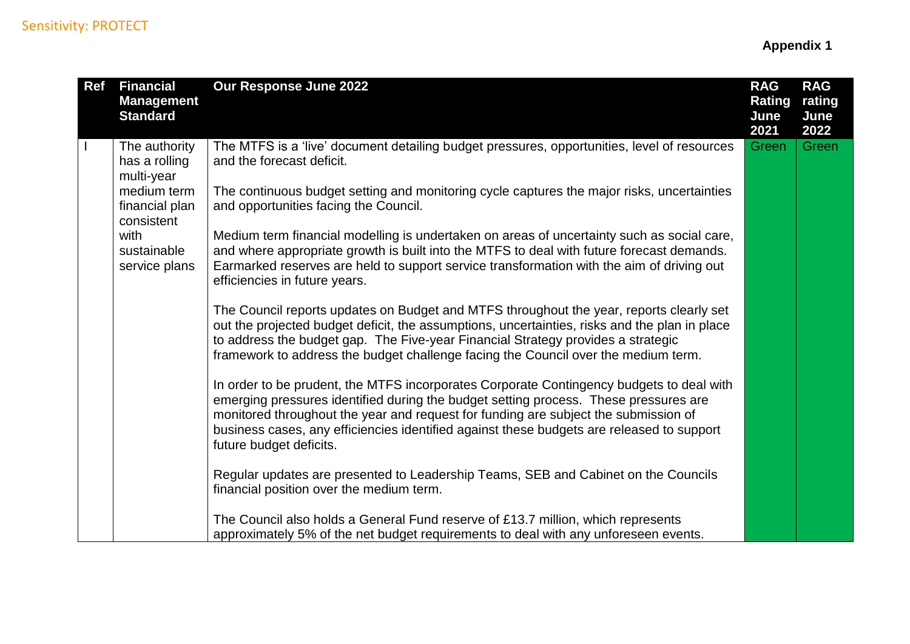**Appendix 1**

| Ref | Financial Management Standard | Our Response June 2022 | RAG Rating June 2021 | RAG rating June 2022 |
|---|---|---|---|---|
| I | The authority has a rolling multi-year medium term financial plan consistent with sustainable service plans | The MTFS is a 'live' document detailing budget pressures, opportunities, level of resources and the forecast deficit.<br><br>The continuous budget setting and monitoring cycle captures the major risks, uncertainties and opportunities facing the Council.<br><br>Medium term financial modelling is undertaken on areas of uncertainty such as social care, and where appropriate growth is built into the MTFS to deal with future forecast demands. Earmarked reserves are held to support service transformation with the aim of driving out efficiencies in future years.<br><br>The Council reports updates on Budget and MTFS throughout the year, reports clearly set out the projected budget deficit, the assumptions, uncertainties, risks and the plan in place to address the budget gap. The Five-year Financial Strategy provides a strategic framework to address the budget challenge facing the Council over the medium term.<br><br>In order to be prudent, the MTFS incorporates Corporate Contingency budgets to deal with emerging pressures identified during the budget setting process. These pressures are monitored throughout the year and request for funding are subject the submission of business cases, any efficiencies identified against these budgets are released to support future budget deficits.<br><br>Regular updates are presented to Leadership Teams, SEB and Cabinet on the Councils financial position over the medium term.<br><br>The Council also holds a General Fund reserve of £13.7 million, which represents approximately 5% of the net budget requirements to deal with any unforeseen events. | Green | Green |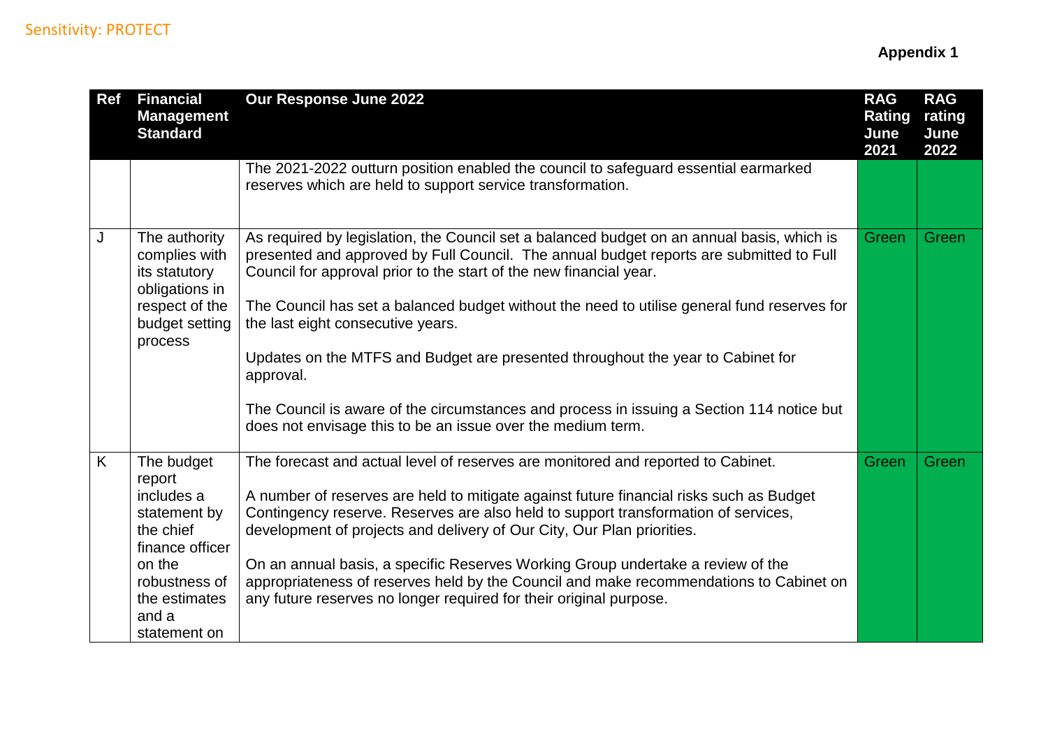**Appendix 1**

| Ref | Financial Management Standard | Our Response June 2022 | RAG Rating June 2021 | RAG rating June 2022 |
|---|---|---|---|---|
| | | The 2021-2022 outturn position enabled the council to safeguard essential earmarked reserves which are held to support service transformation. | | |
| J | The authority complies with its statutory obligations in respect of the budget setting process | As required by legislation, the Council set a balanced budget on an annual basis, which is presented and approved by Full Council. The annual budget reports are submitted to Full Council for approval prior to the start of the new financial year.<br><br>The Council has set a balanced budget without the need to utilise general fund reserves for the last eight consecutive years.<br><br>Updates on the MTFS and Budget are presented throughout the year to Cabinet for approval.<br><br>The Council is aware of the circumstances and process in issuing a Section 114 notice but does not envisage this to be an issue over the medium term. | Green | Green |
| K | The budget report includes a statement by the chief finance officer on the robustness of the estimates and a statement on | The forecast and actual level of reserves are monitored and reported to Cabinet.<br><br>A number of reserves are held to mitigate against future financial risks such as Budget Contingency reserve. Reserves are also held to support transformation of services, development of projects and delivery of Our City, Our Plan priorities.<br><br>On an annual basis, a specific Reserves Working Group undertake a review of the appropriateness of reserves held by the Council and make recommendations to Cabinet on any future reserves no longer required for their original purpose. | Green | Green |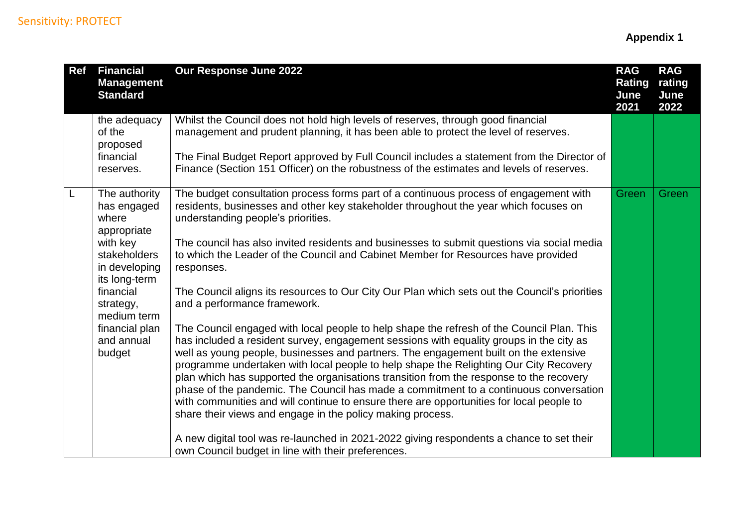**Appendix 1**

| Ref | Financial Management Standard | Our Response June 2022 | RAG Rating June 2021 | RAG rating June 2022 |
|---|---|---|---|---|
| | the adequacy of the proposed financial reserves. | Whilst the Council does not hold high levels of reserves, through good financial management and prudent planning, it has been able to protect the level of reserves.<br><br>The Final Budget Report approved by Full Council includes a statement from the Director of Finance (Section 151 Officer) on the robustness of the estimates and levels of reserves. | | |
| L | The authority has engaged where appropriate with key stakeholders in developing its long-term financial strategy, medium term financial plan and annual budget | The budget consultation process forms part of a continuous process of engagement with residents, businesses and other key stakeholder throughout the year which focuses on understanding people's priorities.<br><br>The council has also invited residents and businesses to submit questions via social media to which the Leader of the Council and Cabinet Member for Resources have provided responses.<br><br>The Council aligns its resources to Our City Our Plan which sets out the Council's priorities and a performance framework.<br><br>The Council engaged with local people to help shape the refresh of the Council Plan. This has included a resident survey, engagement sessions with equality groups in the city as well as young people, businesses and partners. The engagement built on the extensive programme undertaken with local people to help shape the Relighting Our City Recovery plan which has supported the organisations transition from the response to the recovery phase of the pandemic. The Council has made a commitment to a continuous conversation with communities and will continue to ensure there are opportunities for local people to share their views and engage in the policy making process.<br><br>A new digital tool was re-launched in 2021-2022 giving respondents a chance to set their own Council budget in line with their preferences. | Green | Green |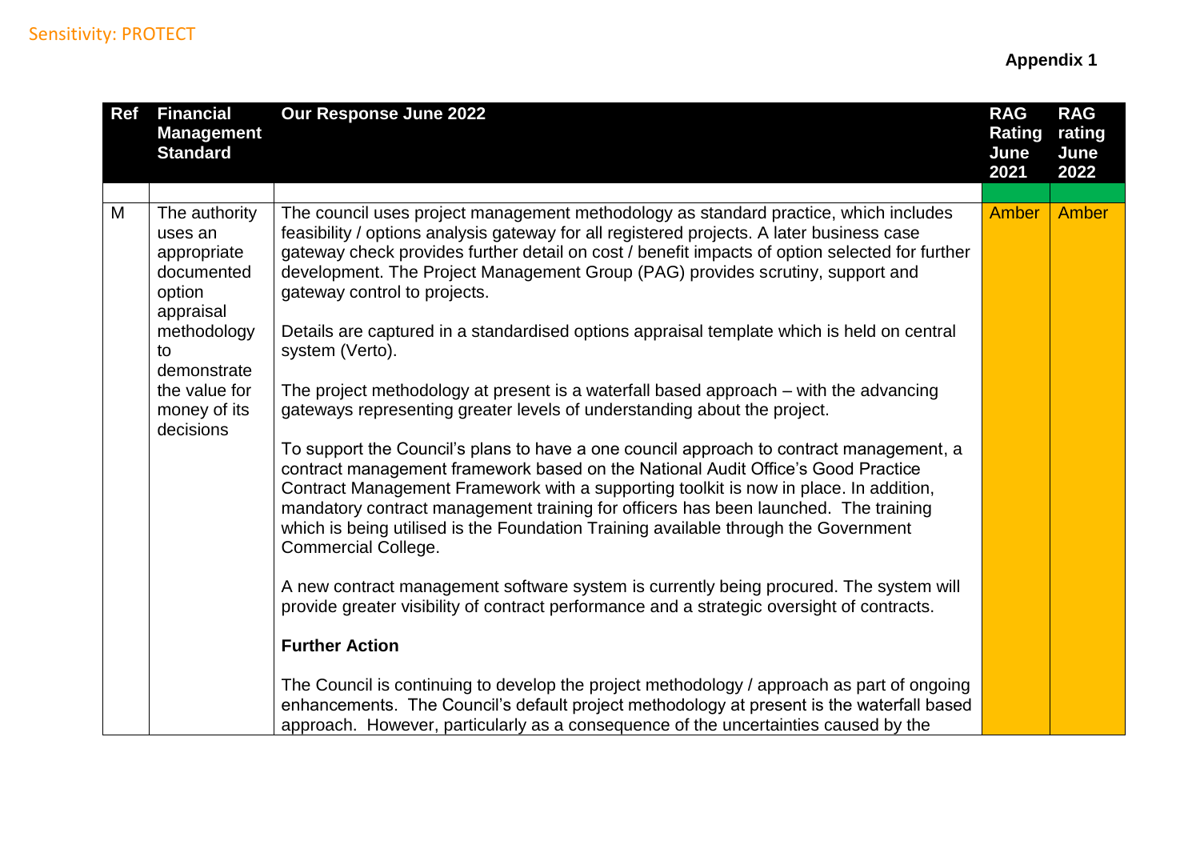Sensitivity: PROTECT

**Appendix 1**

| Ref | Financial Management Standard | Our Response June 2022 | RAG Rating June 2021 | RAG rating June 2022 |
|---|---|---|---|---|
| | | | | |
| M | The authority uses an appropriate documented option appraisal methodology to demonstrate the value for money of its decisions | The council uses project management methodology as standard practice, which includes feasibility / options analysis gateway for all registered projects. A later business case gateway check provides further detail on cost / benefit impacts of option selected for further development. The Project Management Group (PAG) provides scrutiny, support and gateway control to projects.<br><br>Details are captured in a standardised options appraisal template which is held on central system (Verto).<br><br>The project methodology at present is a waterfall based approach – with the advancing gateways representing greater levels of understanding about the project.<br><br>To support the Council's plans to have a one council approach to contract management, a contract management framework based on the National Audit Office's Good Practice Contract Management Framework with a supporting toolkit is now in place. In addition, mandatory contract management training for officers has been launched. The training which is being utilised is the Foundation Training available through the Government Commercial College.<br><br>A new contract management software system is currently being procured. The system will provide greater visibility of contract performance and a strategic oversight of contracts.<br><br>**Further Action**<br><br>The Council is continuing to develop the project methodology / approach as part of ongoing enhancements. The Council's default project methodology at present is the waterfall based approach. However, particularly as a consequence of the uncertainties caused by the | Amber | Amber |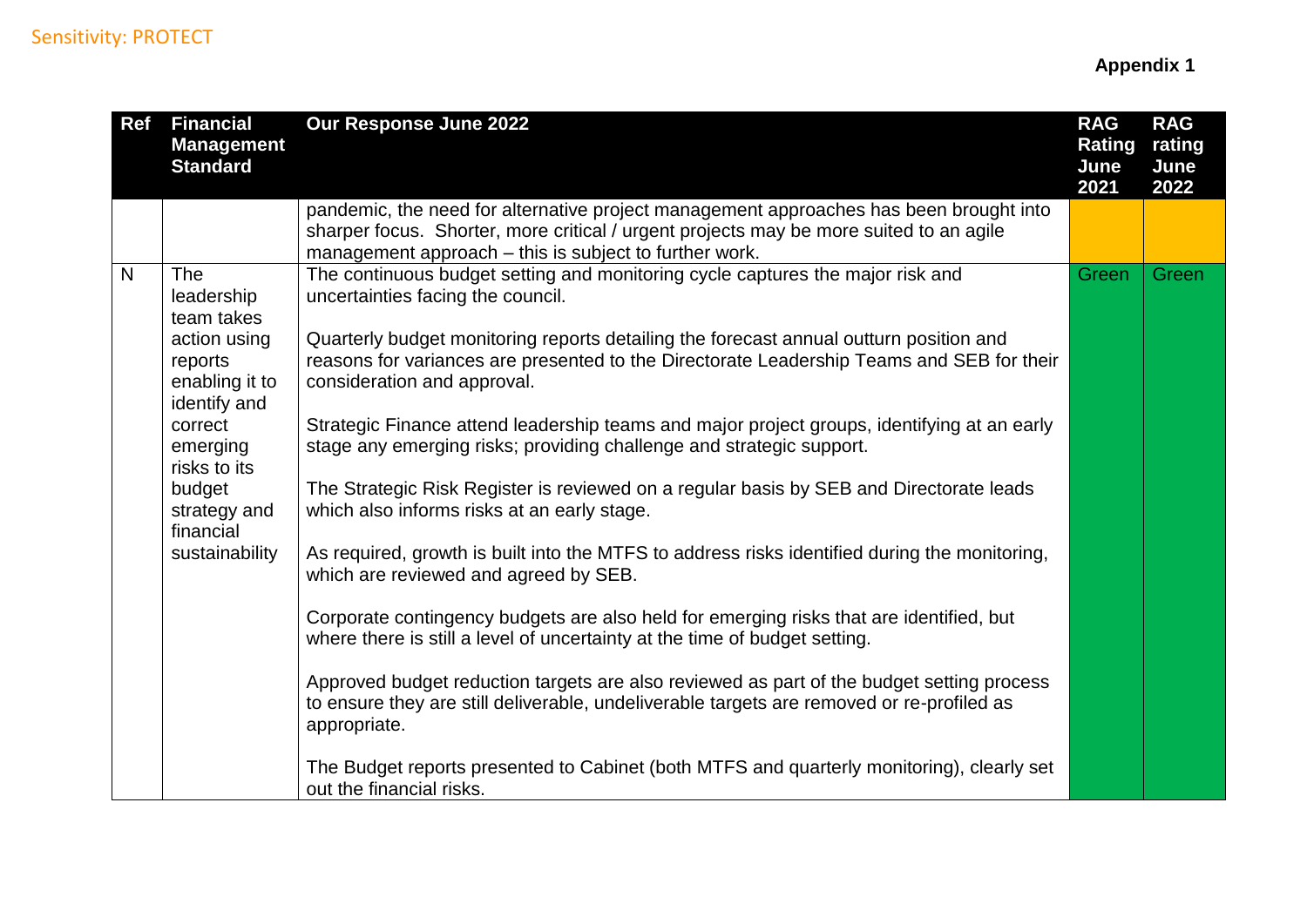**Appendix 1**

| Ref | Financial Management Standard | Our Response June 2022 | RAG Rating June 2021 | RAG rating June 2022 |
|---|---|---|---|---|
| | | pandemic, the need for alternative project management approaches has been brought into sharper focus. Shorter, more critical / urgent projects may be more suited to an agile management approach – this is subject to further work. | | |
| N | The leadership team takes action using reports enabling it to identify and correct emerging risks to its budget strategy and financial sustainability | The continuous budget setting and monitoring cycle captures the major risk and uncertainties facing the council.<br><br>Quarterly budget monitoring reports detailing the forecast annual outturn position and reasons for variances are presented to the Directorate Leadership Teams and SEB for their consideration and approval.<br><br>Strategic Finance attend leadership teams and major project groups, identifying at an early stage any emerging risks; providing challenge and strategic support.<br><br>The Strategic Risk Register is reviewed on a regular basis by SEB and Directorate leads which also informs risks at an early stage.<br><br>As required, growth is built into the MTFS to address risks identified during the monitoring, which are reviewed and agreed by SEB.<br><br>Corporate contingency budgets are also held for emerging risks that are identified, but where there is still a level of uncertainty at the time of budget setting.<br><br>Approved budget reduction targets are also reviewed as part of the budget setting process to ensure they are still deliverable, undeliverable targets are removed or re-profiled as appropriate.<br><br>The Budget reports presented to Cabinet (both MTFS and quarterly monitoring), clearly set out the financial risks. | Green | Green |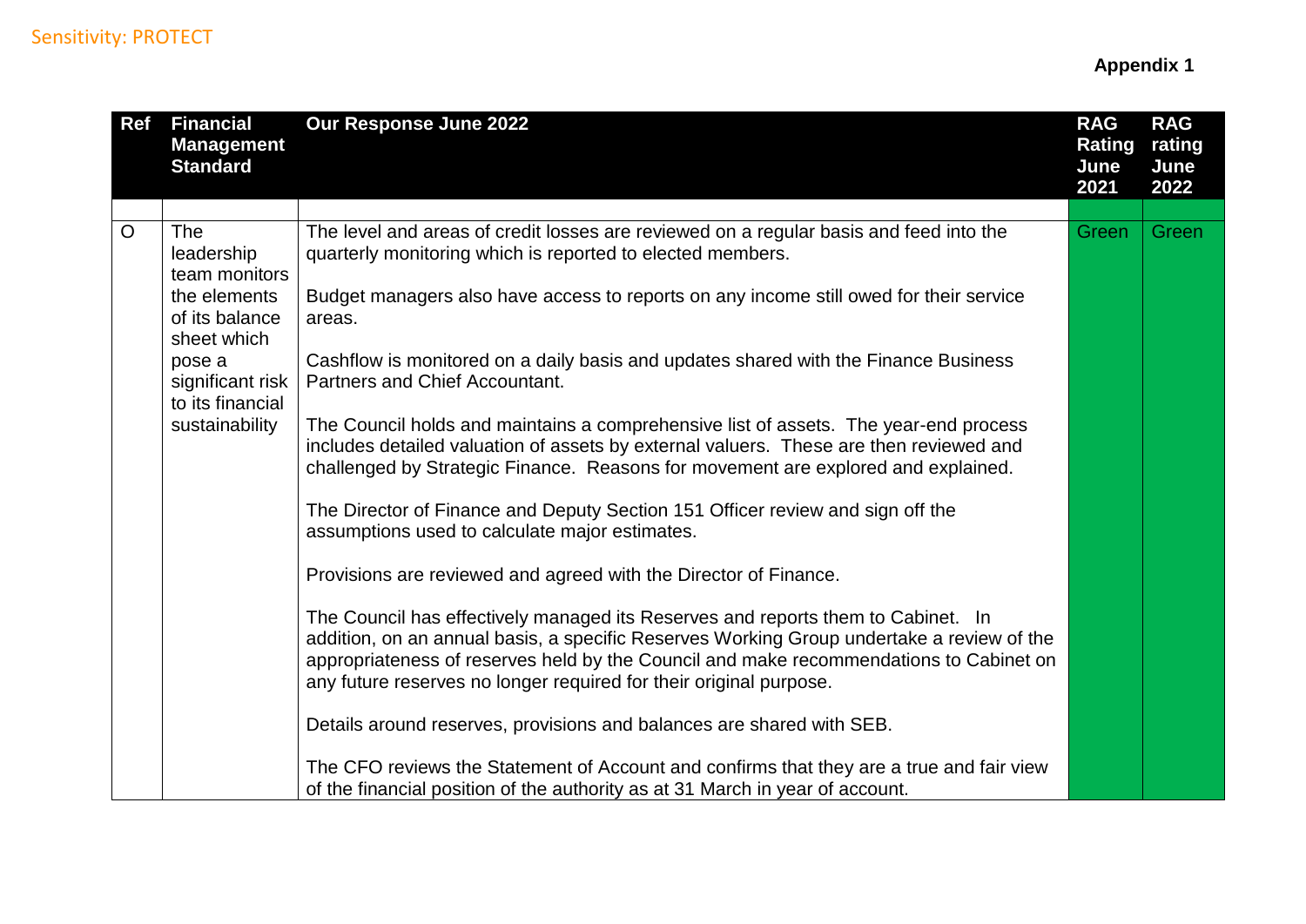Sensitivity: PROTECT

**Appendix 1**

| Ref | Financial Management Standard | Our Response June 2022 | RAG Rating June 2021 | RAG rating June 2022 |
|---|---|---|---|---|
| | | | | |
| O | The leadership team monitors the elements of its balance sheet which pose a significant risk to its financial sustainability | The level and areas of credit losses are reviewed on a regular basis and feed into the quarterly monitoring which is reported to elected members.<br><br>Budget managers also have access to reports on any income still owed for their service areas.<br><br>Cashflow is monitored on a daily basis and updates shared with the Finance Business Partners and Chief Accountant.<br><br>The Council holds and maintains a comprehensive list of assets. The year-end process includes detailed valuation of assets by external valuers. These are then reviewed and challenged by Strategic Finance. Reasons for movement are explored and explained.<br><br>The Director of Finance and Deputy Section 151 Officer review and sign off the assumptions used to calculate major estimates.<br><br>Provisions are reviewed and agreed with the Director of Finance.<br><br>The Council has effectively managed its Reserves and reports them to Cabinet. In addition, on an annual basis, a specific Reserves Working Group undertake a review of the appropriateness of reserves held by the Council and make recommendations to Cabinet on any future reserves no longer required for their original purpose.<br><br>Details around reserves, provisions and balances are shared with SEB.<br><br>The CFO reviews the Statement of Account and confirms that they are a true and fair view of the financial position of the authority as at 31 March in year of account. | Green | Green |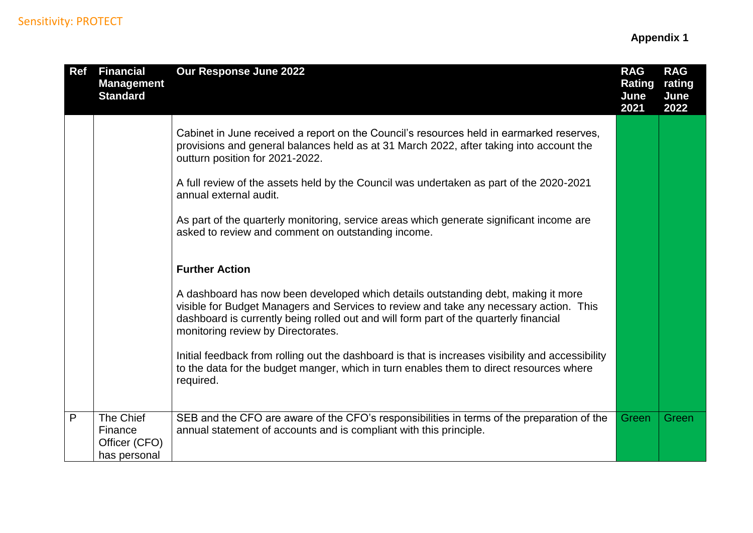**Appendix 1**

| Ref | Financial Management Standard | Our Response June 2022 | RAG Rating June 2021 | RAG rating June 2022 |
|---|---|---|---|---|
| | | Cabinet in June received a report on the Council's resources held in earmarked reserves, provisions and general balances held as at 31 March 2022, after taking into account the outturn position for 2021-2022.<br><br>A full review of the assets held by the Council was undertaken as part of the 2020-2021 annual external audit.<br><br>As part of the quarterly monitoring, service areas which generate significant income are asked to review and comment on outstanding income.<br><br>**Further Action**<br><br>A dashboard has now been developed which details outstanding debt, making it more visible for Budget Managers and Services to review and take any necessary action. This dashboard is currently being rolled out and will form part of the quarterly financial monitoring review by Directorates.<br><br>Initial feedback from rolling out the dashboard is that is increases visibility and accessibility to the data for the budget manger, which in turn enables them to direct resources where required. | | |
| P | The Chief Finance Officer (CFO) has personal | SEB and the CFO are aware of the CFO's responsibilities in terms of the preparation of the annual statement of accounts and is compliant with this principle. | Green | Green |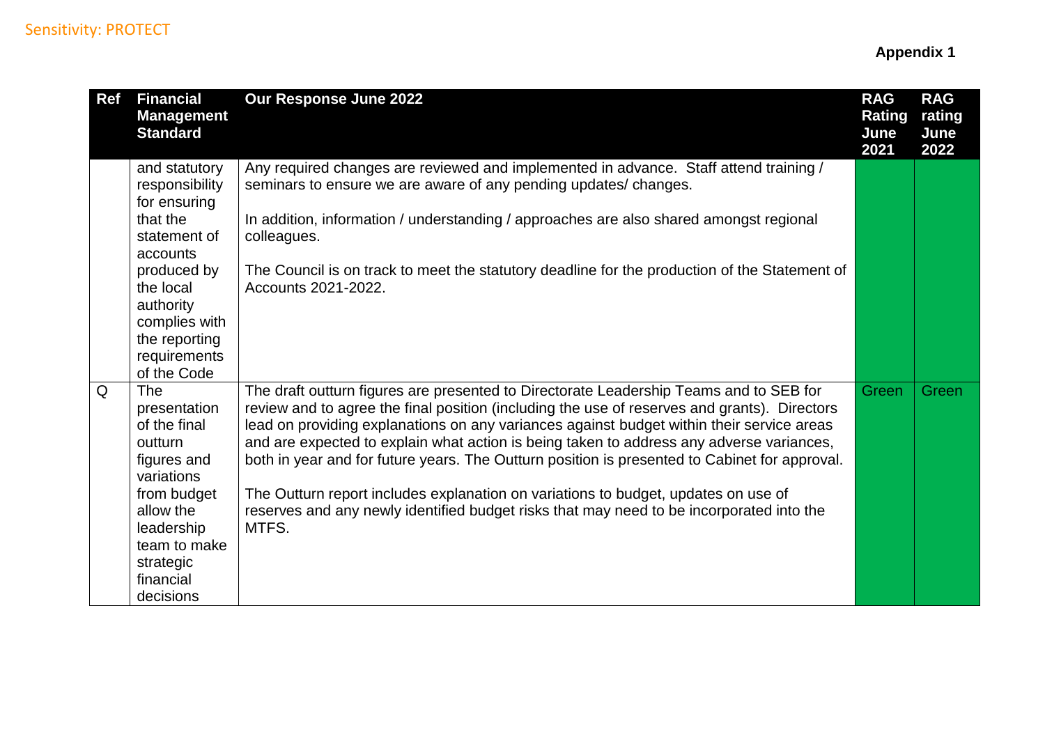Sensitivity: PROTECT

**Appendix 1**

| Ref | Financial Management Standard | Our Response June 2022 | RAG Rating June 2021 | RAG rating June 2022 |
|---|---|---|---|---|
| | and statutory responsibility for ensuring that the statement of accounts produced by the local authority complies with the reporting requirements of the Code | Any required changes are reviewed and implemented in advance. Staff attend training / seminars to ensure we are aware of any pending updates/ changes.<br><br>In addition, information / understanding / approaches are also shared amongst regional colleagues.<br><br>The Council is on track to meet the statutory deadline for the production of the Statement of Accounts 2021-2022. | | |
| Q | The presentation of the final outturn figures and variations from budget allow the leadership team to make strategic financial decisions | The draft outturn figures are presented to Directorate Leadership Teams and to SEB for review and to agree the final position (including the use of reserves and grants). Directors lead on providing explanations on any variances against budget within their service areas and are expected to explain what action is being taken to address any adverse variances, both in year and for future years. The Outturn position is presented to Cabinet for approval.<br><br>The Outturn report includes explanation on variations to budget, updates on use of reserves and any newly identified budget risks that may need to be incorporated into the MTFS. | Green | Green |